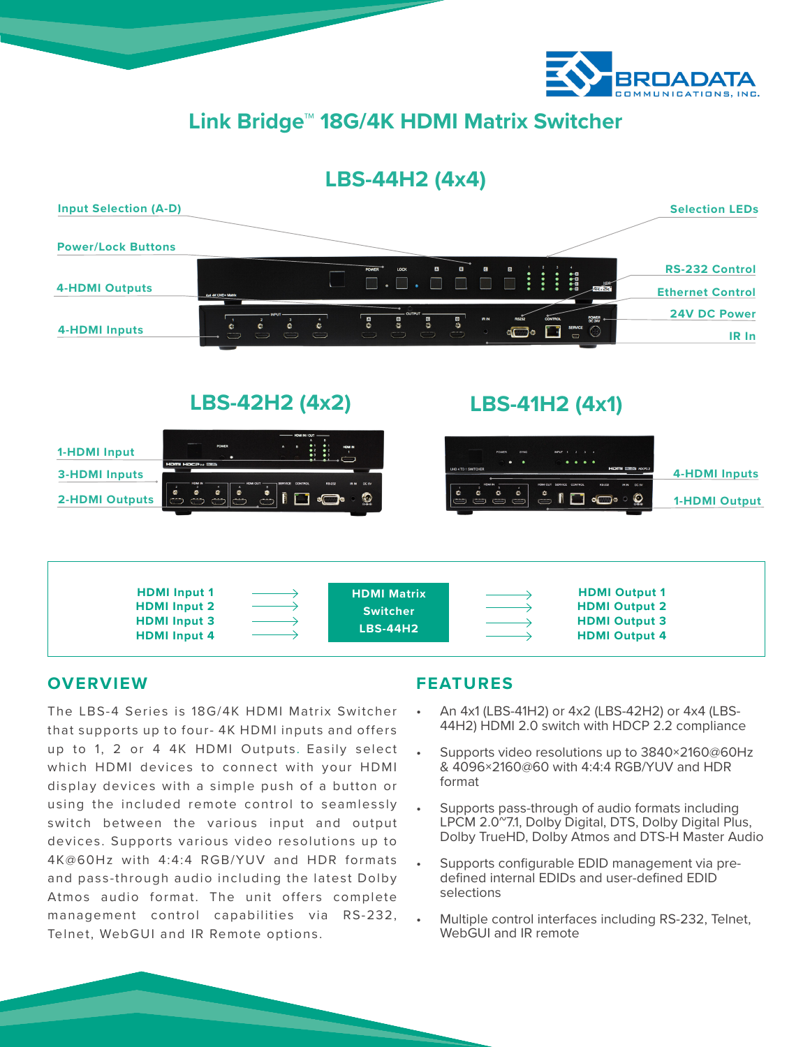BROADATA COMMUNICATIONS, INC.

# Link Bridge™ 18G/4K HDMI Matrix Switcher

## LBS-44H2 (4x4)

Input Selection (A-D)

Power/Lock Buttons

4-HDMI Outputs

4-HDMI Inputs

Selection LEDs

RS-232 Control

Ethernet Control

24V DC Power

IR In

## LBS-42H2 (4x2)

1-HDMI Input

3-HDMI Inputs

2-HDMI Outputs

## LBS-41H2 (4x1)

4-HDMI Inputs

1-HDMI Output

**HDMI Input 1**
**HDMI Input 2**
**HDMI Input 3**
**HDMI Input 4**

→ **HDMI Matrix Switcher LBS-44H2** →

**HDMI Output 1**
**HDMI Output 2**
**HDMI Output 3**
**HDMI Output 4**

## OVERVIEW

The LBS-4 Series is 18G/4K HDMI Matrix Switcher that supports up to four- 4K HDMI inputs and offers up to 1, 2 or 4 4K HDMI Outputs. Easily select which HDMI devices to connect with your HDMI display devices with a simple push of a button or using the included remote control to seamlessly switch between the various input and output devices. Supports various video resolutions up to 4K@60Hz with 4:4:4 RGB/YUV and HDR formats and pass-through audio including the latest Dolby Atmos audio format. The unit offers complete management control capabilities via RS-232, Telnet, WebGUI and IR Remote options.

## FEATURES

- An 4x1 (LBS-41H2) or 4x2 (LBS-42H2) or 4x4 (LBS-44H2) HDMI 2.0 switch with HDCP 2.2 compliance
- Supports video resolutions up to 3840×2160@60Hz & 4096×2160@60 with 4:4:4 RGB/YUV and HDR format
- Supports pass-through of audio formats including LPCM 2.0~7.1, Dolby Digital, DTS, Dolby Digital Plus, Dolby TrueHD, Dolby Atmos and DTS-H Master Audio
- Supports configurable EDID management via pre-defined internal EDIDs and user-defined EDID selections
- Multiple control interfaces including RS-232, Telnet, WebGUI and IR remote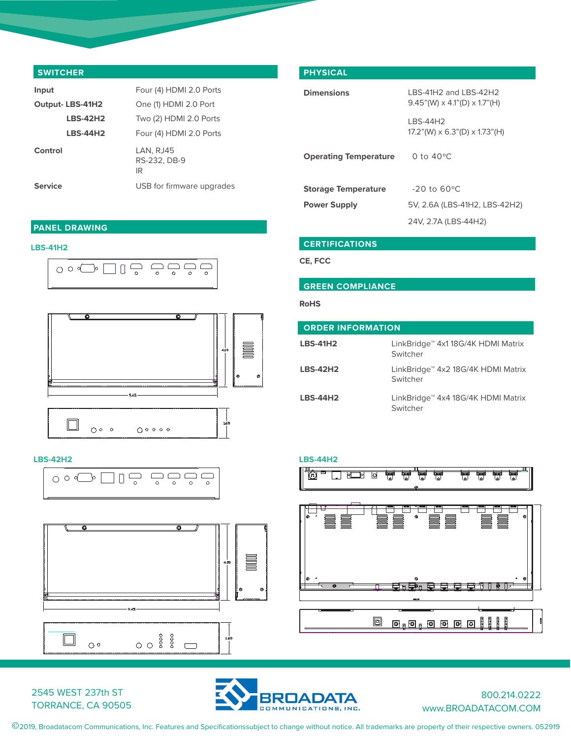## SWITCHER

| | |
|---|---|
| **Input** | Four (4) HDMI 2.0 Ports |
| **Output- LBS-41H2** | One (1) HDMI 2.0 Port |
| **LBS-42H2** | Two (2) HDMI 2.0 Ports |
| **LBS-44H2** | Four (4) HDMI 2.0 Ports |
| **Control** | LAN, RJ45<br>RS-232, DB-9<br>IR |
| **Service** | USB for firmware upgrades |

## PANEL DRAWING

**LBS-41H2**

4.09

9.45

1.69

**LBS-42H2**

4.09

9.45

1.69

**LBS-44H2**

## PHYSICAL

| | |
|---|---|
| **Dimensions** | LBS-41H2 and LBS-42H2<br>9.45"(W) x 4.1"(D) x 1.7"(H)<br><br>LBS-44H2<br>17.2"(W) x 6.3"(D) x 1.73"(H) |
| **Operating Temperature** | 0 to 40°C |
| **Storage Temperature** | -20 to 60°C |
| **Power Supply** | 5V, 2.6A (LBS-41H2, LBS-42H2)<br><br>24V, 2.7A (LBS-44H2) |

## CERTIFICATIONS

**CE, FCC**

## GREEN COMPLIANCE

**RoHS**

## ORDER INFORMATION

| | |
|---|---|
| **LBS-41H2** | LinkBridge™ 4x1 18G/4K HDMI Matrix Switcher |
| **LBS-42H2** | LinkBridge™ 4x2 18G/4K HDMI Matrix Switcher |
| **LBS-44H2** | LinkBridge™ 4x4 18G/4K HDMI Matrix Switcher |

2545 WEST 237th ST
TORRANCE, CA 90505

BROADATA COMMUNICATIONS, INC.

800.214.0222
WWW.BROADATACOM.COM

©2019, Broadatacom Communications, Inc. Features and Specificationssubject to change without notice. All trademarks are property of their respective owners. 052919